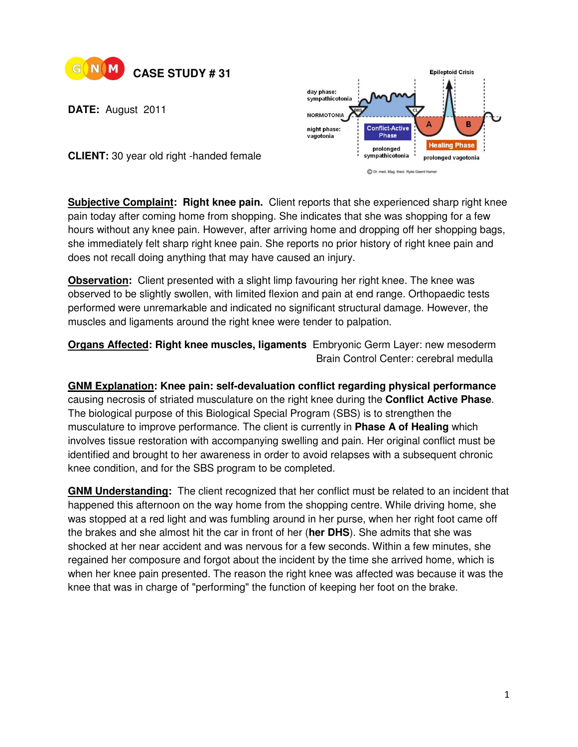# CASE STUDY # 31

**DATE:** August 2011

**CLIENT:** 30 year old right -handed female

**Subjective Complaint: Right knee pain.** Client reports that she experienced sharp right knee pain today after coming home from shopping. She indicates that she was shopping for a few hours without any knee pain. However, after arriving home and dropping off her shopping bags, she immediately felt sharp right knee pain. She reports no prior history of right knee pain and does not recall doing anything that may have caused an injury.

**Observation:** Client presented with a slight limp favouring her right knee. The knee was observed to be slightly swollen, with limited flexion and pain at end range. Orthopaedic tests performed were unremarkable and indicated no significant structural damage. However, the muscles and ligaments around the right knee were tender to palpation.

**Organs Affected: Right knee muscles, ligaments** Embryonic Germ Layer: new mesoderm
Brain Control Center: cerebral medulla

**GNM Explanation: Knee pain: self-devaluation conflict regarding physical performance** causing necrosis of striated musculature on the right knee during the **Conflict Active Phase**. The biological purpose of this Biological Special Program (SBS) is to strengthen the musculature to improve performance. The client is currently in **Phase A of Healing** which involves tissue restoration with accompanying swelling and pain. Her original conflict must be identified and brought to her awareness in order to avoid relapses with a subsequent chronic knee condition, and for the SBS program to be completed.

**GNM Understanding:** The client recognized that her conflict must be related to an incident that happened this afternoon on the way home from the shopping centre. While driving home, she was stopped at a red light and was fumbling around in her purse, when her right foot came off the brakes and she almost hit the car in front of her (**her DHS**). She admits that she was shocked at her near accident and was nervous for a few seconds. Within a few minutes, she regained her composure and forgot about the incident by the time she arrived home, which is when her knee pain presented. The reason the right knee was affected was because it was the knee that was in charge of "performing" the function of keeping her foot on the brake.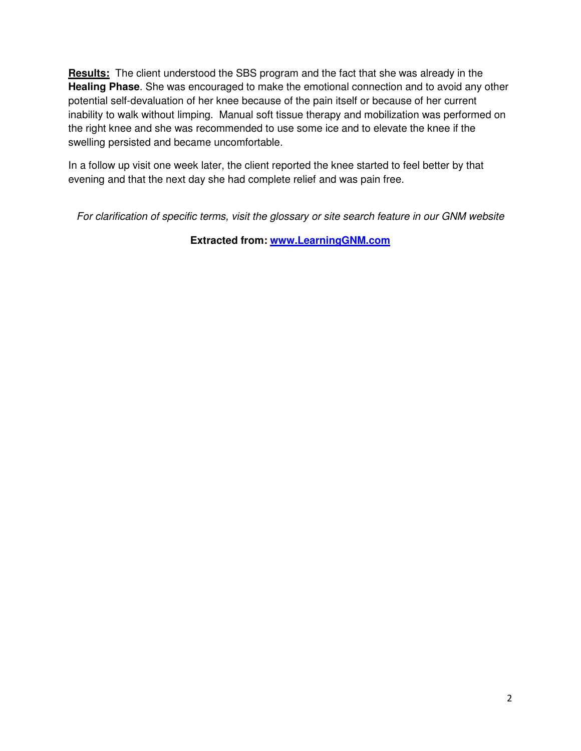**Results:** The client understood the SBS program and the fact that she was already in the **Healing Phase**. She was encouraged to make the emotional connection and to avoid any other potential self-devaluation of her knee because of the pain itself or because of her current inability to walk without limping. Manual soft tissue therapy and mobilization was performed on the right knee and she was recommended to use some ice and to elevate the knee if the swelling persisted and became uncomfortable.

In a follow up visit one week later, the client reported the knee started to feel better by that evening and that the next day she had complete relief and was pain free.

*For clarification of specific terms, visit the glossary or site search feature in our GNM website*

**Extracted from: [www.LearningGNM.com](http://www.LearningGNM.com)**